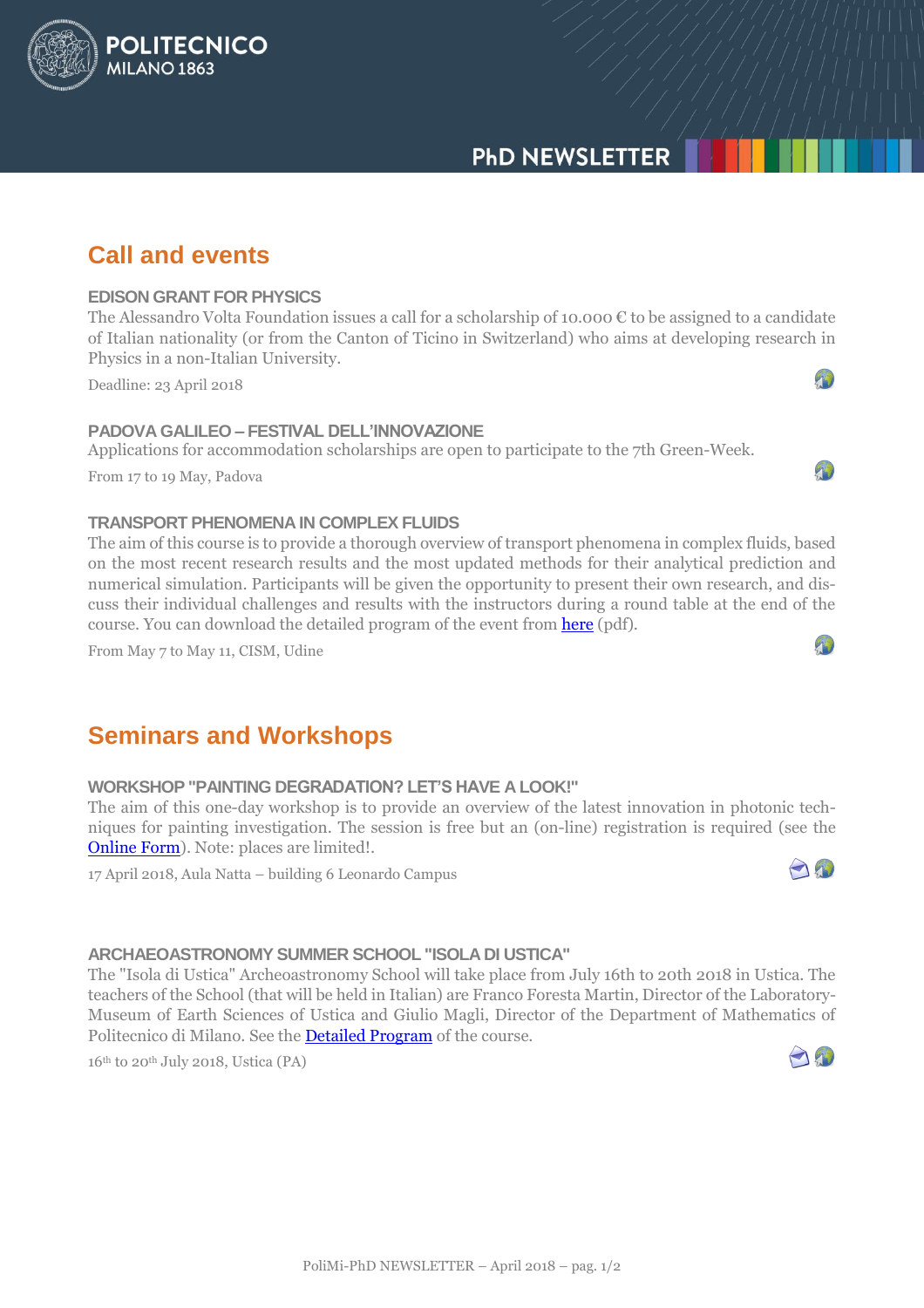# Call and events

### EDISON GRANT FOR PHYSICS

The Alessandro Volta Foundation issues a call for a scholarship of 10.000 € to be assigned to a candidate of Italian nationality (or from the Canton of Ticino in Switzerland) who aims at developing research in Physics in a non-Italian University.

Deadline: 23 April 2018

### PADOVA GALILEO – FESTIVAL DELL'INNOVAZIONE

Applications for accommodation scholarships are open to participate to the 7th Green-Week.

From 17 to 19 May, Padova

### TRANSPORT PHENOMENA IN COMPLEX FLUIDS

The aim of this course is to provide a thorough overview of transport phenomena in complex fluids, based on the most recent research results and the most updated methods for their analytical prediction and numerical simulation. Participants will be given the opportunity to present their own research, and discuss their individual challenges and results with the instructors during a round table at the end of the course. You can download the detailed program of the event from here (pdf).

From May 7 to May 11, CISM, Udine

# Seminars and Workshops

### WORKSHOP "PAINTING DEGRADATION? LET'S HAVE A LOOK!"

The aim of this one-day workshop is to provide an overview of the latest innovation in photonic techniques for painting investigation. The session is free but an (on-line) registration is required (see the Online Form). Note: places are limited!.

17 April 2018, Aula Natta – building 6 Leonardo Campus

### ARCHAEOASTRONOMY SUMMER SCHOOL "ISOLA DI USTICA"

The "Isola di Ustica" Archeoastronomy School will take place from July 16th to 20th 2018 in Ustica. The teachers of the School (that will be held in Italian) are Franco Foresta Martin, Director of the Laboratory-Museum of Earth Sciences of Ustica and Giulio Magli, Director of the Department of Mathematics of Politecnico di Milano. See the Detailed Program of the course.

16th to 20th July 2018, Ustica (PA)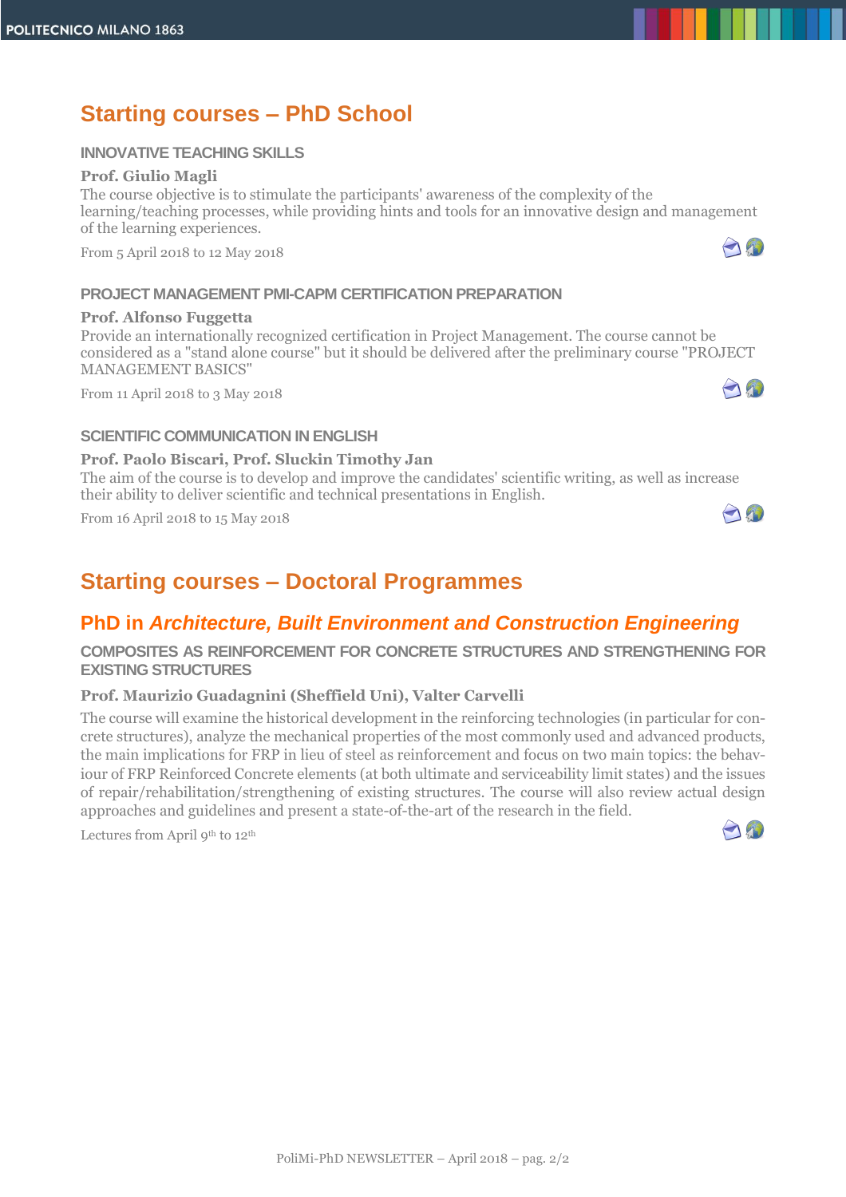# Starting courses – PhD School

### INNOVATIVE TEACHING SKILLS

**Prof. Giulio Magli**

The course objective is to stimulate the participants' awareness of the complexity of the learning/teaching processes, while providing hints and tools for an innovative design and management of the learning experiences.

From 5 April 2018 to 12 May 2018

### PROJECT MANAGEMENT PMI-CAPM CERTIFICATION PREPARATION

**Prof. Alfonso Fuggetta**

Provide an internationally recognized certification in Project Management. The course cannot be considered as a "stand alone course" but it should be delivered after the preliminary course "PROJECT MANAGEMENT BASICS"

From 11 April 2018 to 3 May 2018

### SCIENTIFIC COMMUNICATION IN ENGLISH

**Prof. Paolo Biscari, Prof. Sluckin Timothy Jan**

The aim of the course is to develop and improve the candidates' scientific writing, as well as increase their ability to deliver scientific and technical presentations in English.

From 16 April 2018 to 15 May 2018

# Starting courses – Doctoral Programmes

## PhD in *Architecture, Built Environment and Construction Engineering*

### COMPOSITES AS REINFORCEMENT FOR CONCRETE STRUCTURES AND STRENGTHENING FOR EXISTING STRUCTURES

**Prof. Maurizio Guadagnini (Sheffield Uni), Valter Carvelli**

The course will examine the historical development in the reinforcing technologies (in particular for concrete structures), analyze the mechanical properties of the most commonly used and advanced products, the main implications for FRP in lieu of steel as reinforcement and focus on two main topics: the behaviour of FRP Reinforced Concrete elements (at both ultimate and serviceability limit states) and the issues of repair/rehabilitation/strengthening of existing structures. The course will also review actual design approaches and guidelines and present a state-of-the-art of the research in the field.

Lectures from April 9th to 12th